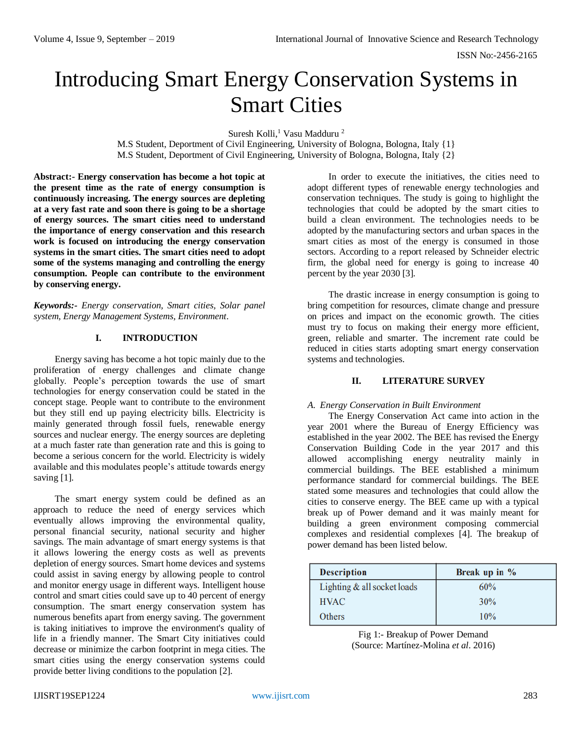# Introducing Smart Energy Conservation Systems in Smart Cities

Suresh Kolli,[1] Vasu Madduru [2]

M.S Student, Deportment of Civil Engineering, University of Bologna, Bologna, Italy {1}
M.S Student, Deportment of Civil Engineering, University of Bologna, Bologna, Italy {2}

**Abstract:- Energy conservation has become a hot topic at the present time as the rate of energy consumption is continuously increasing. The energy sources are depleting at a very fast rate and soon there is going to be a shortage of energy sources. The smart cities need to understand the importance of energy conservation and this research work is focused on introducing the energy conservation systems in the smart cities. The smart cities need to adopt some of the systems managing and controlling the energy consumption. People can contribute to the environment by conserving energy.**

***Keywords:-*** *Energy conservation, Smart cities, Solar panel system, Energy Management Systems, Environment*.

## I. INTRODUCTION

Energy saving has become a hot topic mainly due to the proliferation of energy challenges and climate change globally. People's perception towards the use of smart technologies for energy conservation could be stated in the concept stage. People want to contribute to the environment but they still end up paying electricity bills. Electricity is mainly generated through fossil fuels, renewable energy sources and nuclear energy. The energy sources are depleting at a much faster rate than generation rate and this is going to become a serious concern for the world. Electricity is widely available and this modulates people's attitude towards energy saving [1].

The smart energy system could be defined as an approach to reduce the need of energy services which eventually allows improving the environmental quality, personal financial security, national security and higher savings. The main advantage of smart energy systems is that it allows lowering the energy costs as well as prevents depletion of energy sources. Smart home devices and systems could assist in saving energy by allowing people to control and monitor energy usage in different ways. Intelligent house control and smart cities could save up to 40 percent of energy consumption. The smart energy conservation system has numerous benefits apart from energy saving. The government is taking initiatives to improve the environment's quality of life in a friendly manner. The Smart City initiatives could decrease or minimize the carbon footprint in mega cities. The smart cities using the energy conservation systems could provide better living conditions to the population [2].

In order to execute the initiatives, the cities need to adopt different types of renewable energy technologies and conservation techniques. The study is going to highlight the technologies that could be adopted by the smart cities to build a clean environment. The technologies needs to be adopted by the manufacturing sectors and urban spaces in the smart cities as most of the energy is consumed in those sectors. According to a report released by Schneider electric firm, the global need for energy is going to increase 40 percent by the year 2030 [3].

The drastic increase in energy consumption is going to bring competition for resources, climate change and pressure on prices and impact on the economic growth. The cities must try to focus on making their energy more efficient, green, reliable and smarter. The increment rate could be reduced in cities starts adopting smart energy conservation systems and technologies.

## II. LITERATURE SURVEY

### *A. Energy Conservation in Built Environment*

The Energy Conservation Act came into action in the year 2001 where the Bureau of Energy Efficiency was established in the year 2002. The BEE has revised the Energy Conservation Building Code in the year 2017 and this allowed accomplishing energy neutrality mainly in commercial buildings. The BEE established a minimum performance standard for commercial buildings. The BEE stated some measures and technologies that could allow the cities to conserve energy. The BEE came up with a typical break up of Power demand and it was mainly meant for building a green environment composing commercial complexes and residential complexes [4]. The breakup of power demand has been listed below.

| Description | Break up in % |
|---|---|
| Lighting & all socket loads | 60% |
| HVAC | 30% |
| Others | 10% |

Fig 1:- Breakup of Power Demand
(Source: Martínez-Molina *et al*. 2016)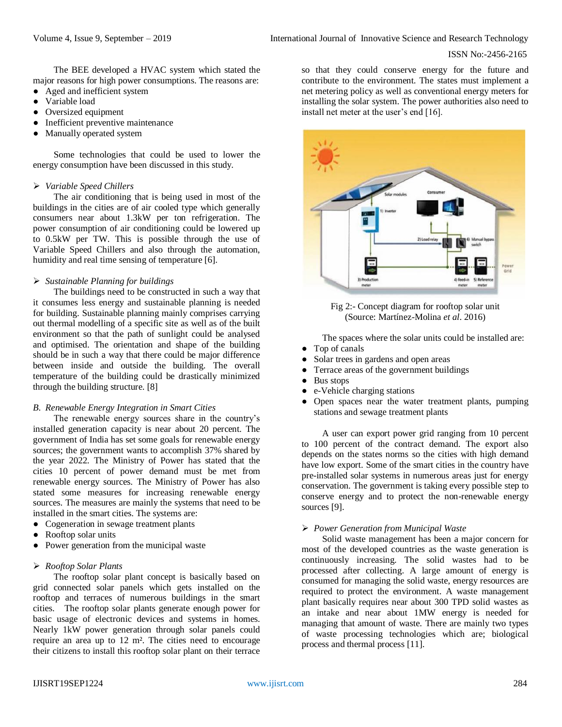The BEE developed a HVAC system which stated the major reasons for high power consumptions. The reasons are:

- Aged and inefficient system
- Variable load
- Oversized equipment
- Inefficient preventive maintenance
- Manually operated system

Some technologies that could be used to lower the energy consumption have been discussed in this study.

➢ *Variable Speed Chillers*

The air conditioning that is being used in most of the buildings in the cities are of air cooled type which generally consumers near about 1.3kW per ton refrigeration. The power consumption of air conditioning could be lowered up to 0.5kW per TW. This is possible through the use of Variable Speed Chillers and also through the automation, humidity and real time sensing of temperature [6].

➢ *Sustainable Planning for buildings*

The buildings need to be constructed in such a way that it consumes less energy and sustainable planning is needed for building. Sustainable planning mainly comprises carrying out thermal modelling of a specific site as well as of the built environment so that the path of sunlight could be analysed and optimised. The orientation and shape of the building should be in such a way that there could be major difference between inside and outside the building. The overall temperature of the building could be drastically minimized through the building structure. [8]

### *B. Renewable Energy Integration in Smart Cities*

The renewable energy sources share in the country's installed generation capacity is near about 20 percent. The government of India has set some goals for renewable energy sources; the government wants to accomplish 37% shared by the year 2022. The Ministry of Power has stated that the cities 10 percent of power demand must be met from renewable energy sources. The Ministry of Power has also stated some measures for increasing renewable energy sources. The measures are mainly the systems that need to be installed in the smart cities. The systems are:

- Cogeneration in sewage treatment plants
- Rooftop solar units
- Power generation from the municipal waste

➢ *Rooftop Solar Plants*

The rooftop solar plant concept is basically based on grid connected solar panels which gets installed on the rooftop and terraces of numerous buildings in the smart cities. The rooftop solar plants generate enough power for basic usage of electronic devices and systems in homes. Nearly 1kW power generation through solar panels could require an area up to 12 m². The cities need to encourage their citizens to install this rooftop solar plant on their terrace so that they could conserve energy for the future and contribute to the environment. The states must implement a net metering policy as well as conventional energy meters for installing the solar system. The power authorities also need to install net meter at the user's end [16].

Fig 2:- Concept diagram for rooftop solar unit (Source: Martínez-Molina *et al*. 2016)

The spaces where the solar units could be installed are:

- Top of canals
- Solar trees in gardens and open areas
- Terrace areas of the government buildings
- Bus stops
- e-Vehicle charging stations
- Open spaces near the water treatment plants, pumping stations and sewage treatment plants

A user can export power grid ranging from 10 percent to 100 percent of the contract demand. The export also depends on the states norms so the cities with high demand have low export. Some of the smart cities in the country have pre-installed solar systems in numerous areas just for energy conservation. The government is taking every possible step to conserve energy and to protect the non-renewable energy sources [9].

➢ *Power Generation from Municipal Waste*

Solid waste management has been a major concern for most of the developed countries as the waste generation is continuously increasing. The solid wastes had to be processed after collecting. A large amount of energy is consumed for managing the solid waste, energy resources are required to protect the environment. A waste management plant basically requires near about 300 TPD solid wastes as an intake and near about 1MW energy is needed for managing that amount of waste. There are mainly two types of waste processing technologies which are; biological process and thermal process [11].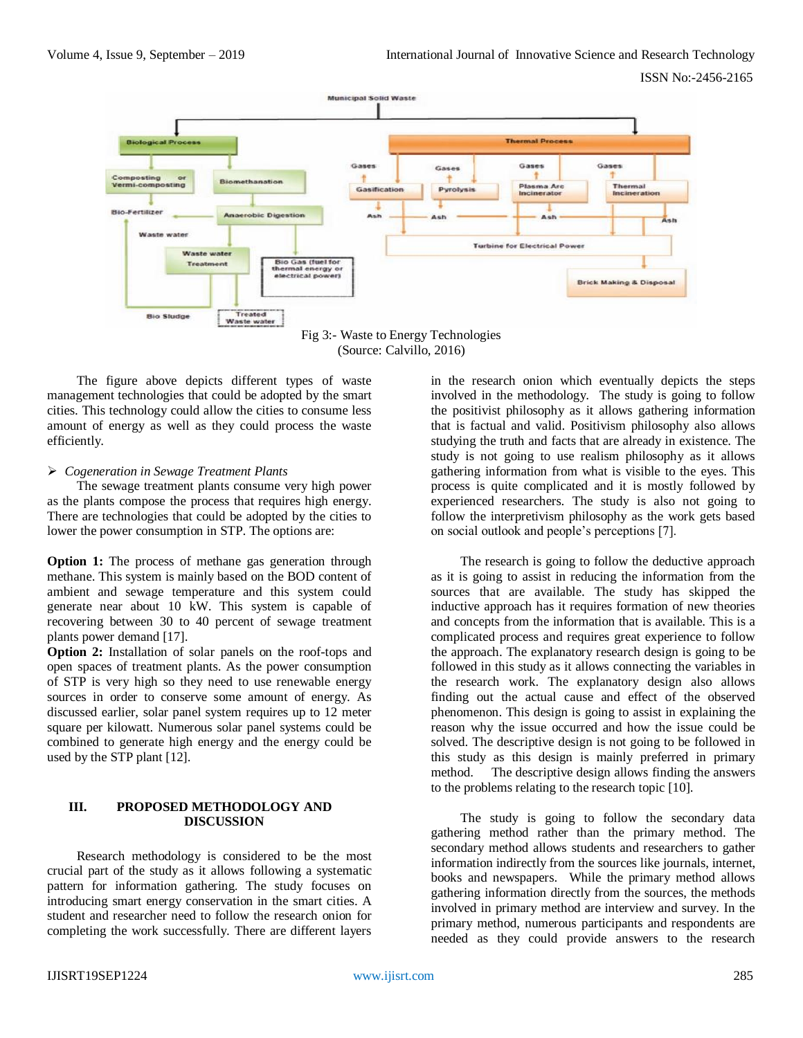Fig 3:- Waste to Energy Technologies
(Source: Calvillo, 2016)

The figure above depicts different types of waste management technologies that could be adopted by the smart cities. This technology could allow the cities to consume less amount of energy as well as they could process the waste efficiently.

- *Cogeneration in Sewage Treatment Plants*

The sewage treatment plants consume very high power as the plants compose the process that requires high energy. There are technologies that could be adopted by the cities to lower the power consumption in STP. The options are:

**Option 1:** The process of methane gas generation through methane. This system is mainly based on the BOD content of ambient and sewage temperature and this system could generate near about 10 kW. This system is capable of recovering between 30 to 40 percent of sewage treatment plants power demand [17].

**Option 2:** Installation of solar panels on the roof-tops and open spaces of treatment plants. As the power consumption of STP is very high so they need to use renewable energy sources in order to conserve some amount of energy. As discussed earlier, solar panel system requires up to 12 meter square per kilowatt. Numerous solar panel systems could be combined to generate high energy and the energy could be used by the STP plant [12].

## III. PROPOSED METHODOLOGY AND DISCUSSION

Research methodology is considered to be the most crucial part of the study as it allows following a systematic pattern for information gathering. The study focuses on introducing smart energy conservation in the smart cities. A student and researcher need to follow the research onion for completing the work successfully. There are different layers in the research onion which eventually depicts the steps involved in the methodology. The study is going to follow the positivist philosophy as it allows gathering information that is factual and valid. Positivism philosophy also allows studying the truth and facts that are already in existence. The study is not going to use realism philosophy as it allows gathering information from what is visible to the eyes. This process is quite complicated and it is mostly followed by experienced researchers. The study is also not going to follow the interpretivism philosophy as the work gets based on social outlook and people's perceptions [7].

The research is going to follow the deductive approach as it is going to assist in reducing the information from the sources that are available. The study has skipped the inductive approach has it requires formation of new theories and concepts from the information that is available. This is a complicated process and requires great experience to follow the approach. The explanatory research design is going to be followed in this study as it allows connecting the variables in the research work. The explanatory design also allows finding out the actual cause and effect of the observed phenomenon. This design is going to assist in explaining the reason why the issue occurred and how the issue could be solved. The descriptive design is not going to be followed in this study as this design is mainly preferred in primary method. The descriptive design allows finding the answers to the problems relating to the research topic [10].

The study is going to follow the secondary data gathering method rather than the primary method. The secondary method allows students and researchers to gather information indirectly from the sources like journals, internet, books and newspapers. While the primary method allows gathering information directly from the sources, the methods involved in primary method are interview and survey. In the primary method, numerous participants and respondents are needed as they could provide answers to the research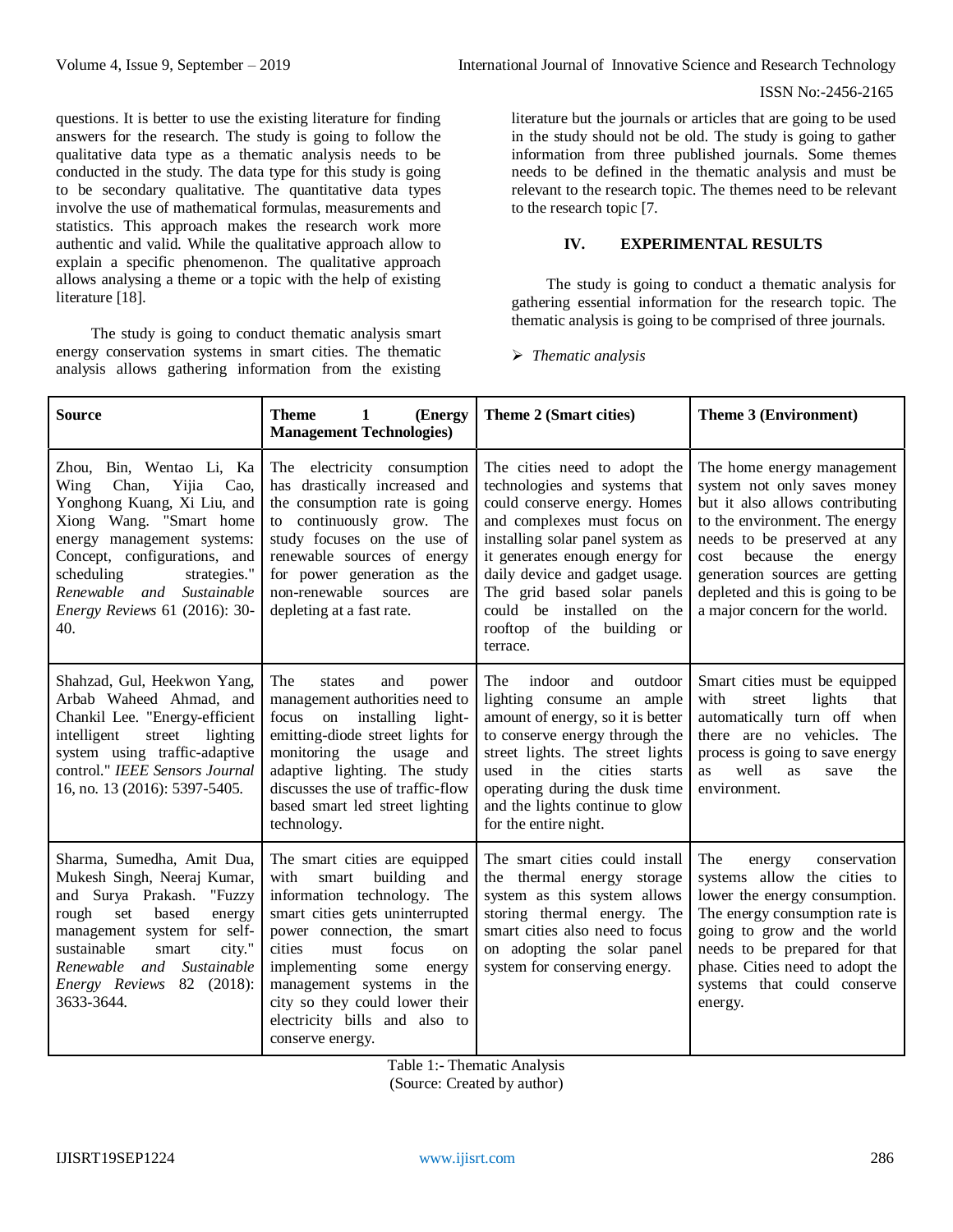questions. It is better to use the existing literature for finding answers for the research. The study is going to follow the qualitative data type as a thematic analysis needs to be conducted in the study. The data type for this study is going to be secondary qualitative. The quantitative data types involve the use of mathematical formulas, measurements and statistics. This approach makes the research work more authentic and valid. While the qualitative approach allow to explain a specific phenomenon. The qualitative approach allows analysing a theme or a topic with the help of existing literature [18].

The study is going to conduct thematic analysis smart energy conservation systems in smart cities. The thematic analysis allows gathering information from the existing literature but the journals or articles that are going to be used in the study should not be old. The study is going to gather information from three published journals. Some themes needs to be defined in the thematic analysis and must be relevant to the research topic. The themes need to be relevant to the research topic [7.

## IV. EXPERIMENTAL RESULTS

The study is going to conduct a thematic analysis for gathering essential information for the research topic. The thematic analysis is going to be comprised of three journals.

- *Thematic analysis*

| **Source** | **Theme 1 (Energy Management Technologies)** | **Theme 2 (Smart cities)** | **Theme 3 (Environment)** |
|---|---|---|---|
| Zhou, Bin, Wentao Li, Ka Wing Chan, Yijia Cao, Yonghong Kuang, Xi Liu, and Xiong Wang. "Smart home energy management systems: Concept, configurations, and scheduling strategies." *Renewable and Sustainable Energy Reviews* 61 (2016): 30-40. | The electricity consumption has drastically increased and the consumption rate is going to continuously grow. The study focuses on the use of renewable sources of energy for power generation as the non-renewable sources are depleting at a fast rate. | The cities need to adopt the technologies and systems that could conserve energy. Homes and complexes must focus on installing solar panel system as it generates enough energy for daily device and gadget usage. The grid based solar panels could be installed on the rooftop of the building or terrace. | The home energy management system not only saves money but it also allows contributing to the environment. The energy needs to be preserved at any cost because the energy generation sources are getting depleted and this is going to be a major concern for the world. |
| Shahzad, Gul, Heekwon Yang, Arbab Waheed Ahmad, and Chankil Lee. "Energy-efficient intelligent street lighting system using traffic-adaptive control." *IEEE Sensors Journal* 16, no. 13 (2016): 5397-5405. | The states and power management authorities need to focus on installing light-emitting-diode street lights for monitoring the usage and adaptive lighting. The study discusses the use of traffic-flow based smart led street lighting technology. | The indoor and outdoor lighting consume an ample amount of energy, so it is better to conserve energy through the street lights. The street lights used in the cities starts operating during the dusk time and the lights continue to glow for the entire night. | Smart cities must be equipped with street lights that automatically turn off when there are no vehicles. The process is going to save energy as well as save the environment. |
| Sharma, Sumedha, Amit Dua, Mukesh Singh, Neeraj Kumar, and Surya Prakash. "Fuzzy rough set based energy management system for self-sustainable smart city." *Renewable and Sustainable Energy Reviews* 82 (2018): 3633-3644. | The smart cities are equipped with smart building and information technology. The smart cities gets uninterrupted power connection, the smart cities must focus on implementing some energy management systems in the city so they could lower their electricity bills and also to conserve energy. | The smart cities could install the thermal energy storage system as this system allows storing thermal energy. The smart cities also need to focus on adopting the solar panel system for conserving energy. | The energy conservation systems allow the cities to lower the energy consumption. The energy consumption rate is going to grow and the world needs to be prepared for that phase. Cities need to adopt the systems that could conserve energy. |

Table 1:- Thematic Analysis
(Source: Created by author)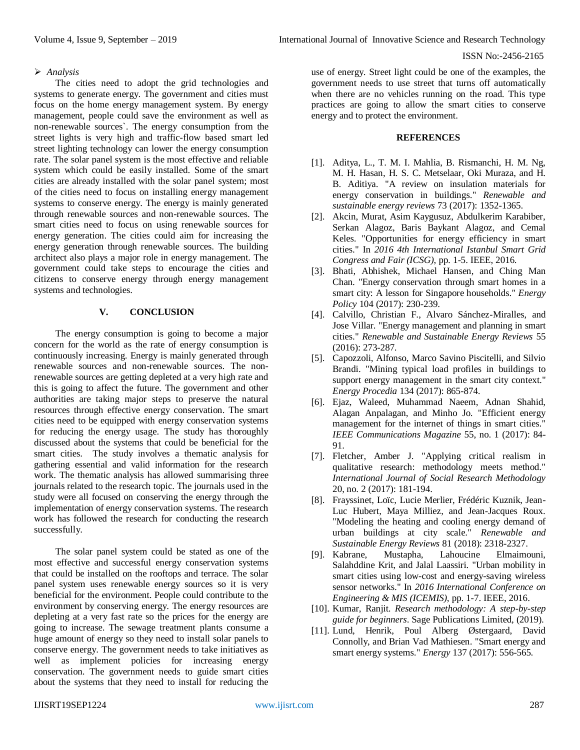- *Analysis*

The cities need to adopt the grid technologies and systems to generate energy. The government and cities must focus on the home energy management system. By energy management, people could save the environment as well as non-renewable sources`. The energy consumption from the street lights is very high and traffic-flow based smart led street lighting technology can lower the energy consumption rate. The solar panel system is the most effective and reliable system which could be easily installed. Some of the smart cities are already installed with the solar panel system; most of the cities need to focus on installing energy management systems to conserve energy. The energy is mainly generated through renewable sources and non-renewable sources. The smart cities need to focus on using renewable sources for energy generation. The cities could aim for increasing the energy generation through renewable sources. The building architect also plays a major role in energy management. The government could take steps to encourage the cities and citizens to conserve energy through energy management systems and technologies.

## V. CONCLUSION

The energy consumption is going to become a major concern for the world as the rate of energy consumption is continuously increasing. Energy is mainly generated through renewable sources and non-renewable sources. The non-renewable sources are getting depleted at a very high rate and this is going to affect the future. The government and other authorities are taking major steps to preserve the natural resources through effective energy conservation. The smart cities need to be equipped with energy conservation systems for reducing the energy usage. The study has thoroughly discussed about the systems that could be beneficial for the smart cities. The study involves a thematic analysis for gathering essential and valid information for the research work. The thematic analysis has allowed summarising three journals related to the research topic. The journals used in the study were all focused on conserving the energy through the implementation of energy conservation systems. The research work has followed the research for conducting the research successfully.

The solar panel system could be stated as one of the most effective and successful energy conservation systems that could be installed on the rooftops and terrace. The solar panel system uses renewable energy sources so it is very beneficial for the environment. People could contribute to the environment by conserving energy. The energy resources are depleting at a very fast rate so the prices for the energy are going to increase. The sewage treatment plants consume a huge amount of energy so they need to install solar panels to conserve energy. The government needs to take initiatives as well as implement policies for increasing energy conservation. The government needs to guide smart cities about the systems that they need to install for reducing the use of energy. Street light could be one of the examples, the government needs to use street that turns off automatically when there are no vehicles running on the road. This type practices are going to allow the smart cities to conserve energy and to protect the environment.

## REFERENCES

[1]. Aditya, L., T. M. I. Mahlia, B. Rismanchi, H. M. Ng, M. H. Hasan, H. S. C. Metselaar, Oki Muraza, and H. B. Aditiya. "A review on insulation materials for energy conservation in buildings." *Renewable and sustainable energy reviews* 73 (2017): 1352-1365.

[2]. Akcin, Murat, Asim Kaygusuz, Abdulkerim Karabiber, Serkan Alagoz, Baris Baykant Alagoz, and Cemal Keles. "Opportunities for energy efficiency in smart cities." In *2016 4th International Istanbul Smart Grid Congress and Fair (ICSG)*, pp. 1-5. IEEE, 2016.

[3]. Bhati, Abhishek, Michael Hansen, and Ching Man Chan. "Energy conservation through smart homes in a smart city: A lesson for Singapore households." *Energy Policy* 104 (2017): 230-239.

[4]. Calvillo, Christian F., Alvaro Sánchez-Miralles, and Jose Villar. "Energy management and planning in smart cities." *Renewable and Sustainable Energy Reviews* 55 (2016): 273-287.

[5]. Capozzoli, Alfonso, Marco Savino Piscitelli, and Silvio Brandi. "Mining typical load profiles in buildings to support energy management in the smart city context." *Energy Procedia* 134 (2017): 865-874.

[6]. Ejaz, Waleed, Muhammad Naeem, Adnan Shahid, Alagan Anpalagan, and Minho Jo. "Efficient energy management for the internet of things in smart cities." *IEEE Communications Magazine* 55, no. 1 (2017): 84-91.

[7]. Fletcher, Amber J. "Applying critical realism in qualitative research: methodology meets method." *International Journal of Social Research Methodology* 20, no. 2 (2017): 181-194.

[8]. Frayssinet, Loïc, Lucie Merlier, Frédéric Kuznik, Jean-Luc Hubert, Maya Milliez, and Jean-Jacques Roux. "Modeling the heating and cooling energy demand of urban buildings at city scale." *Renewable and Sustainable Energy Reviews* 81 (2018): 2318-2327.

[9]. Kabrane, Mustapha, Lahoucine Elmaimouni, Salahddine Krit, and Jalal Laassiri. "Urban mobility in smart cities using low-cost and energy-saving wireless sensor networks." In *2016 International Conference on Engineering & MIS (ICEMIS)*, pp. 1-7. IEEE, 2016.

[10]. Kumar, Ranjit. *Research methodology: A step-by-step guide for beginners*. Sage Publications Limited, (2019).

[11]. Lund, Henrik, Poul Alberg Østergaard, David Connolly, and Brian Vad Mathiesen. "Smart energy and smart energy systems." *Energy* 137 (2017): 556-565.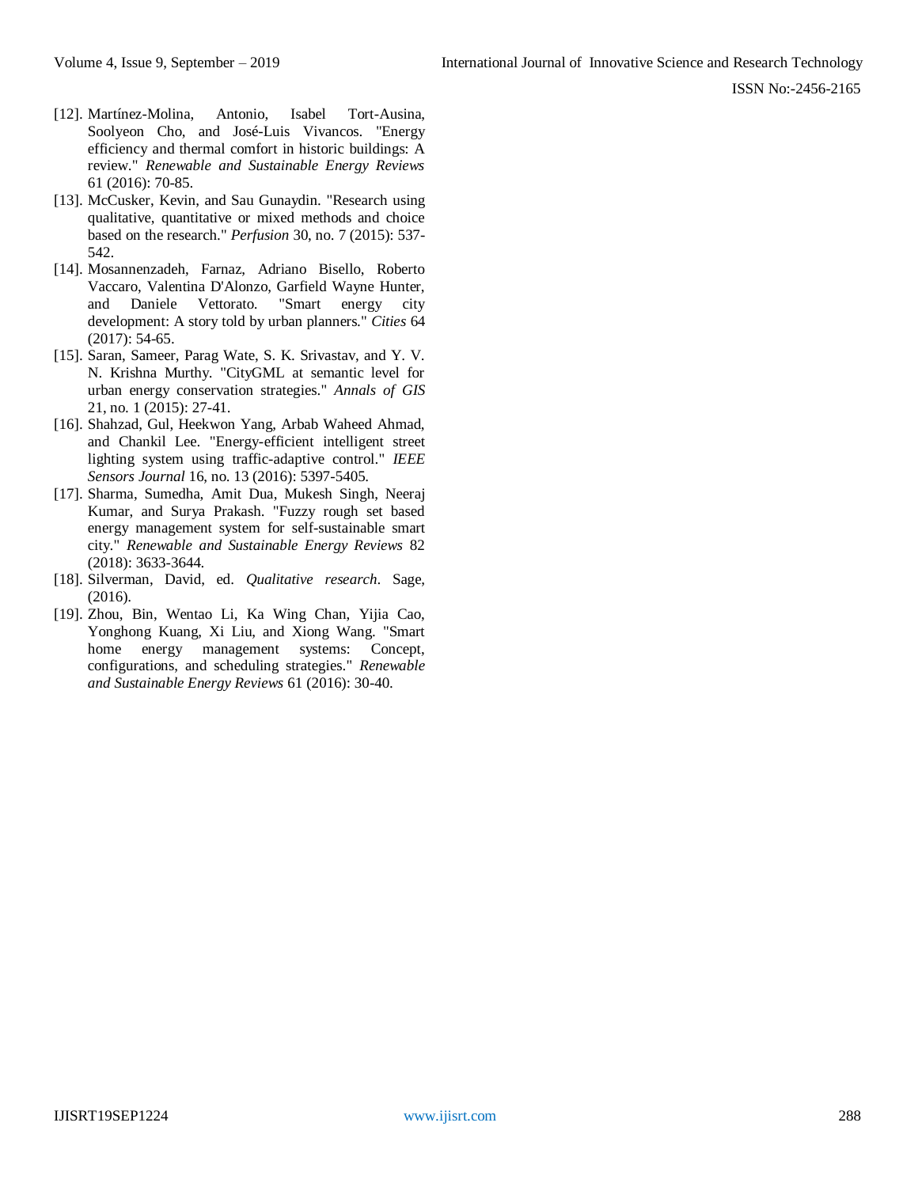[12]. Martínez-Molina, Antonio, Isabel Tort-Ausina, Soolyeon Cho, and José-Luis Vivancos. "Energy efficiency and thermal comfort in historic buildings: A review." *Renewable and Sustainable Energy Reviews* 61 (2016): 70-85.

[13]. McCusker, Kevin, and Sau Gunaydin. "Research using qualitative, quantitative or mixed methods and choice based on the research." *Perfusion* 30, no. 7 (2015): 537-542.

[14]. Mosannenzadeh, Farnaz, Adriano Bisello, Roberto Vaccaro, Valentina D'Alonzo, Garfield Wayne Hunter, and Daniele Vettorato. "Smart energy city development: A story told by urban planners." *Cities* 64 (2017): 54-65.

[15]. Saran, Sameer, Parag Wate, S. K. Srivastav, and Y. V. N. Krishna Murthy. "CityGML at semantic level for urban energy conservation strategies." *Annals of GIS* 21, no. 1 (2015): 27-41.

[16]. Shahzad, Gul, Heekwon Yang, Arbab Waheed Ahmad, and Chankil Lee. "Energy-efficient intelligent street lighting system using traffic-adaptive control." *IEEE Sensors Journal* 16, no. 13 (2016): 5397-5405.

[17]. Sharma, Sumedha, Amit Dua, Mukesh Singh, Neeraj Kumar, and Surya Prakash. "Fuzzy rough set based energy management system for self-sustainable smart city." *Renewable and Sustainable Energy Reviews* 82 (2018): 3633-3644.

[18]. Silverman, David, ed. *Qualitative research*. Sage, (2016).

[19]. Zhou, Bin, Wentao Li, Ka Wing Chan, Yijia Cao, Yonghong Kuang, Xi Liu, and Xiong Wang. "Smart home energy management systems: Concept, configurations, and scheduling strategies." *Renewable and Sustainable Energy Reviews* 61 (2016): 30-40.